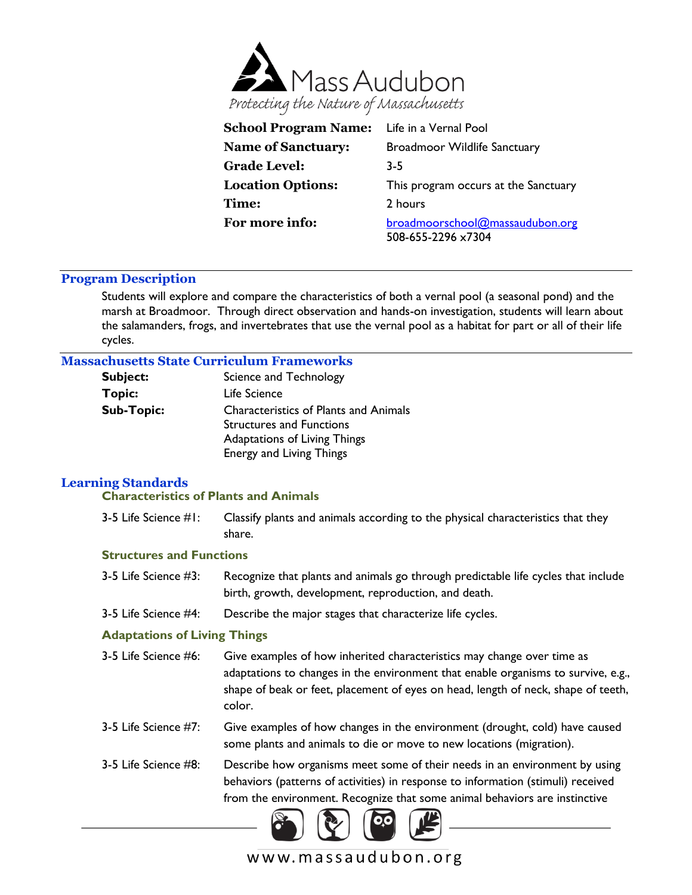# Mass Audubon

*Protecting the Nature of Massachusetts*

| | |
|---|---|
| **School Program Name:** | Life in a Vernal Pool |
| **Name of Sanctuary:** | Broadmoor Wildlife Sanctuary |
| **Grade Level:** | 3-5 |
| **Location Options:** | This program occurs at the Sanctuary |
| **Time:** | 2 hours |
| **For more info:** | broadmoorschool@massaudubon.org<br>508-655-2296 x7304 |

## Program Description

Students will explore and compare the characteristics of both a vernal pool (a seasonal pond) and the marsh at Broadmoor. Through direct observation and hands-on investigation, students will learn about the salamanders, frogs, and invertebrates that use the vernal pool as a habitat for part or all of their life cycles.

## Massachusetts State Curriculum Frameworks

| | |
|---|---|
| **Subject:** | Science and Technology |
| **Topic:** | Life Science |
| **Sub-Topic:** | Characteristics of Plants and Animals<br>Structures and Functions<br>Adaptations of Living Things<br>Energy and Living Things |

## Learning Standards

### Characteristics of Plants and Animals

3-5 Life Science #1: Classify plants and animals according to the physical characteristics that they share.

### Structures and Functions

3-5 Life Science #3: Recognize that plants and animals go through predictable life cycles that include birth, growth, development, reproduction, and death.

3-5 Life Science #4: Describe the major stages that characterize life cycles.

### Adaptations of Living Things

3-5 Life Science #6: Give examples of how inherited characteristics may change over time as adaptations to changes in the environment that enable organisms to survive, e.g., shape of beak or feet, placement of eyes on head, length of neck, shape of teeth, color.

3-5 Life Science #7: Give examples of how changes in the environment (drought, cold) have caused some plants and animals to die or move to new locations (migration).

3-5 Life Science #8: Describe how organisms meet some of their needs in an environment by using behaviors (patterns of activities) in response to information (stimuli) received from the environment. Recognize that some animal behaviors are instinctive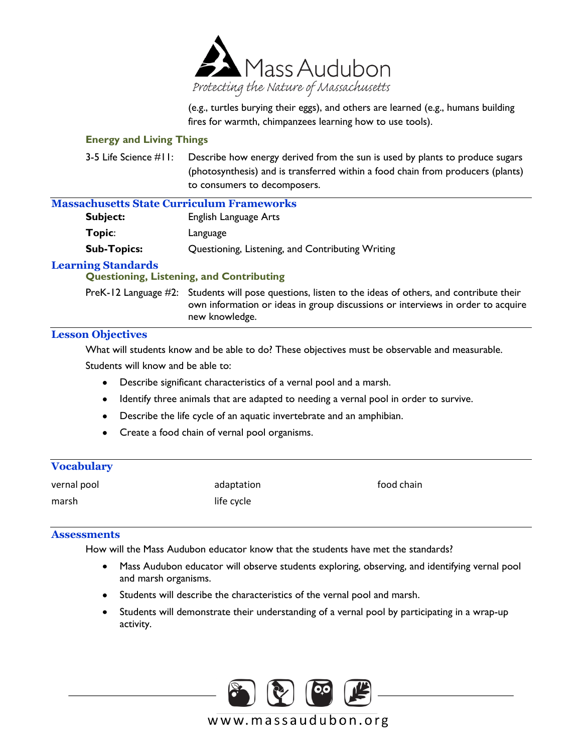(e.g., turtles burying their eggs), and others are learned (e.g., humans building fires for warmth, chimpanzees learning how to use tools).

### Energy and Living Things

3-5 Life Science #11: Describe how energy derived from the sun is used by plants to produce sugars (photosynthesis) and is transferred within a food chain from producers (plants) to consumers to decomposers.

## Massachusetts State Curriculum Frameworks

**Subject:** English Language Arts

**Topic:** Language

**Sub-Topics:** Questioning, Listening, and Contributing Writing

## Learning Standards

### Questioning, Listening, and Contributing

PreK-12 Language #2: Students will pose questions, listen to the ideas of others, and contribute their own information or ideas in group discussions or interviews in order to acquire new knowledge.

## Lesson Objectives

What will students know and be able to do? These objectives must be observable and measurable.

Students will know and be able to:

- Describe significant characteristics of a vernal pool and a marsh.
- Identify three animals that are adapted to needing a vernal pool in order to survive.
- Describe the life cycle of an aquatic invertebrate and an amphibian.
- Create a food chain of vernal pool organisms.

## Vocabulary

| | | |
|---|---|---|
| vernal pool | adaptation | food chain |
| marsh | life cycle | |

## Assessments

How will the Mass Audubon educator know that the students have met the standards?

- Mass Audubon educator will observe students exploring, observing, and identifying vernal pool and marsh organisms.
- Students will describe the characteristics of the vernal pool and marsh.
- Students will demonstrate their understanding of a vernal pool by participating in a wrap-up activity.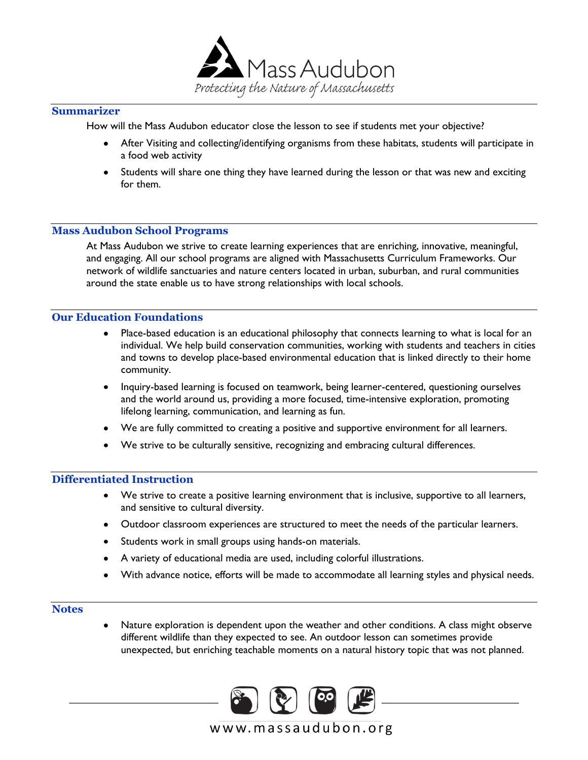## Summarizer

How will the Mass Audubon educator close the lesson to see if students met your objective?

- After Visiting and collecting/identifying organisms from these habitats, students will participate in a food web activity
- Students will share one thing they have learned during the lesson or that was new and exciting for them.

## Mass Audubon School Programs

At Mass Audubon we strive to create learning experiences that are enriching, innovative, meaningful, and engaging. All our school programs are aligned with Massachusetts Curriculum Frameworks. Our network of wildlife sanctuaries and nature centers located in urban, suburban, and rural communities around the state enable us to have strong relationships with local schools.

## Our Education Foundations

- Place-based education is an educational philosophy that connects learning to what is local for an individual. We help build conservation communities, working with students and teachers in cities and towns to develop place-based environmental education that is linked directly to their home community.
- Inquiry-based learning is focused on teamwork, being learner-centered, questioning ourselves and the world around us, providing a more focused, time-intensive exploration, promoting lifelong learning, communication, and learning as fun.
- We are fully committed to creating a positive and supportive environment for all learners.
- We strive to be culturally sensitive, recognizing and embracing cultural differences.

## Differentiated Instruction

- We strive to create a positive learning environment that is inclusive, supportive to all learners, and sensitive to cultural diversity.
- Outdoor classroom experiences are structured to meet the needs of the particular learners.
- Students work in small groups using hands-on materials.
- A variety of educational media are used, including colorful illustrations.
- With advance notice, efforts will be made to accommodate all learning styles and physical needs.

## Notes

- Nature exploration is dependent upon the weather and other conditions. A class might observe different wildlife than they expected to see. An outdoor lesson can sometimes provide unexpected, but enriching teachable moments on a natural history topic that was not planned.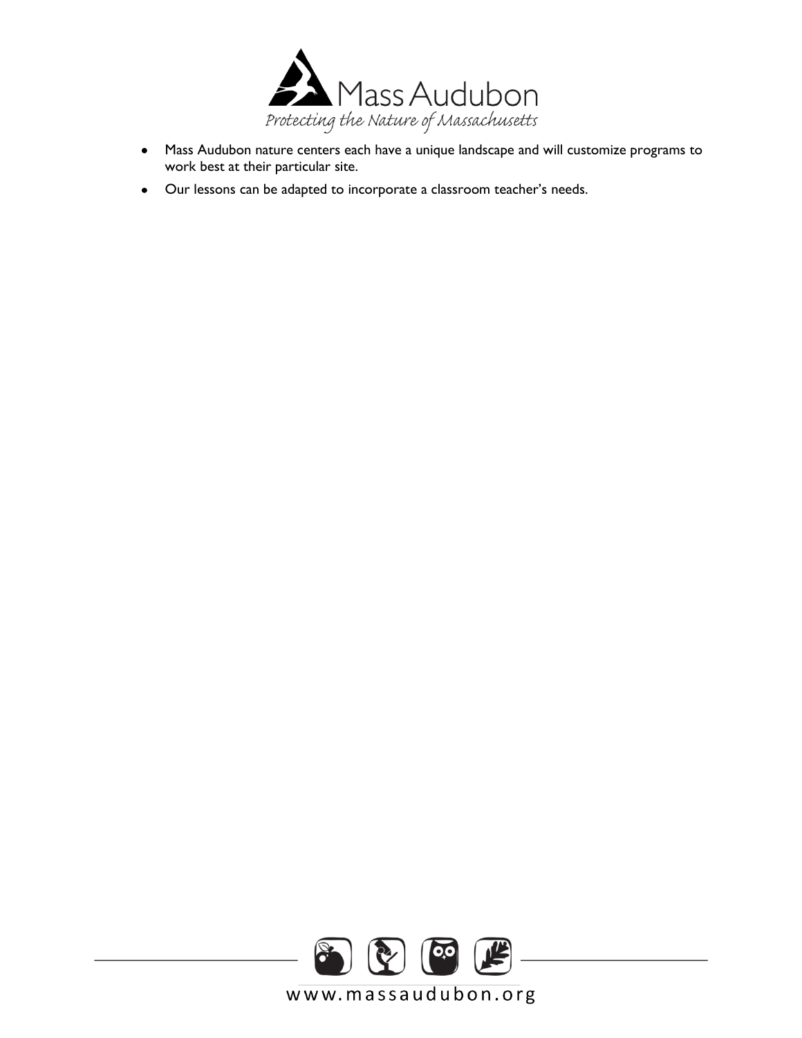- Mass Audubon nature centers each have a unique landscape and will customize programs to work best at their particular site.
- Our lessons can be adapted to incorporate a classroom teacher's needs.